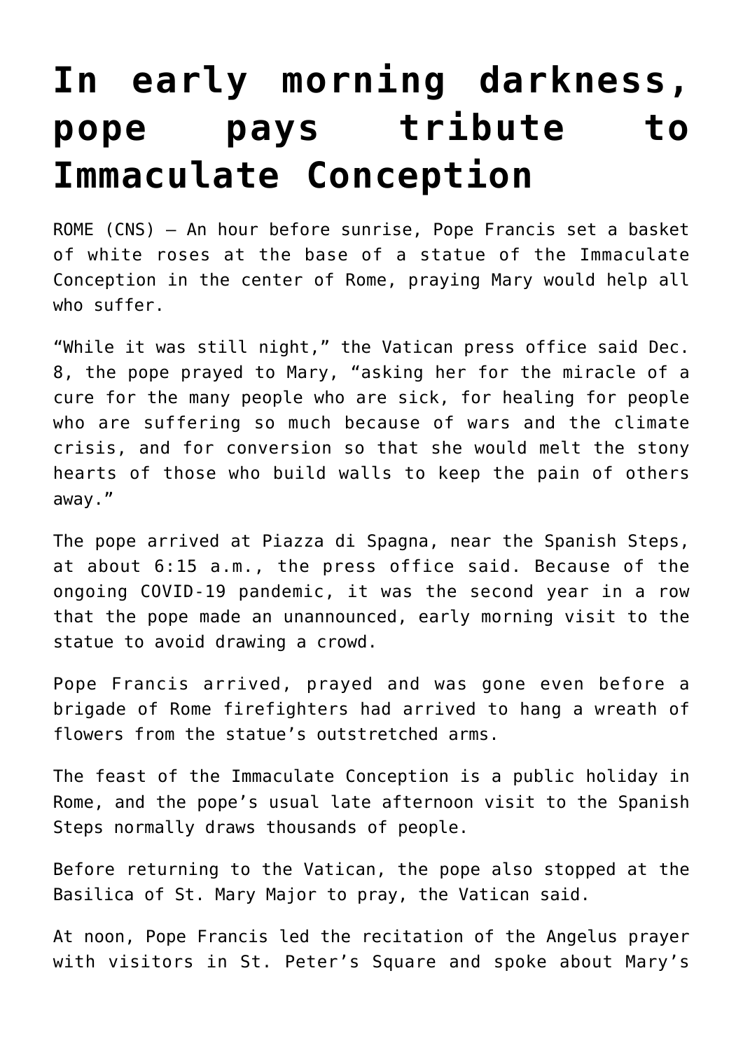# In early morning darkness, pope pays tribute to Immaculate Conception

ROME (CNS) — An hour before sunrise, Pope Francis set a basket of white roses at the base of a statue of the Immaculate Conception in the center of Rome, praying Mary would help all who suffer.

"While it was still night," the Vatican press office said Dec. 8, the pope prayed to Mary, "asking her for the miracle of a cure for the many people who are sick, for healing for people who are suffering so much because of wars and the climate crisis, and for conversion so that she would melt the stony hearts of those who build walls to keep the pain of others away."

The pope arrived at Piazza di Spagna, near the Spanish Steps, at about 6:15 a.m., the press office said. Because of the ongoing COVID-19 pandemic, it was the second year in a row that the pope made an unannounced, early morning visit to the statue to avoid drawing a crowd.

Pope Francis arrived, prayed and was gone even before a brigade of Rome firefighters had arrived to hang a wreath of flowers from the statue's outstretched arms.

The feast of the Immaculate Conception is a public holiday in Rome, and the pope's usual late afternoon visit to the Spanish Steps normally draws thousands of people.

Before returning to the Vatican, the pope also stopped at the Basilica of St. Mary Major to pray, the Vatican said.

At noon, Pope Francis led the recitation of the Angelus prayer with visitors in St. Peter's Square and spoke about Mary's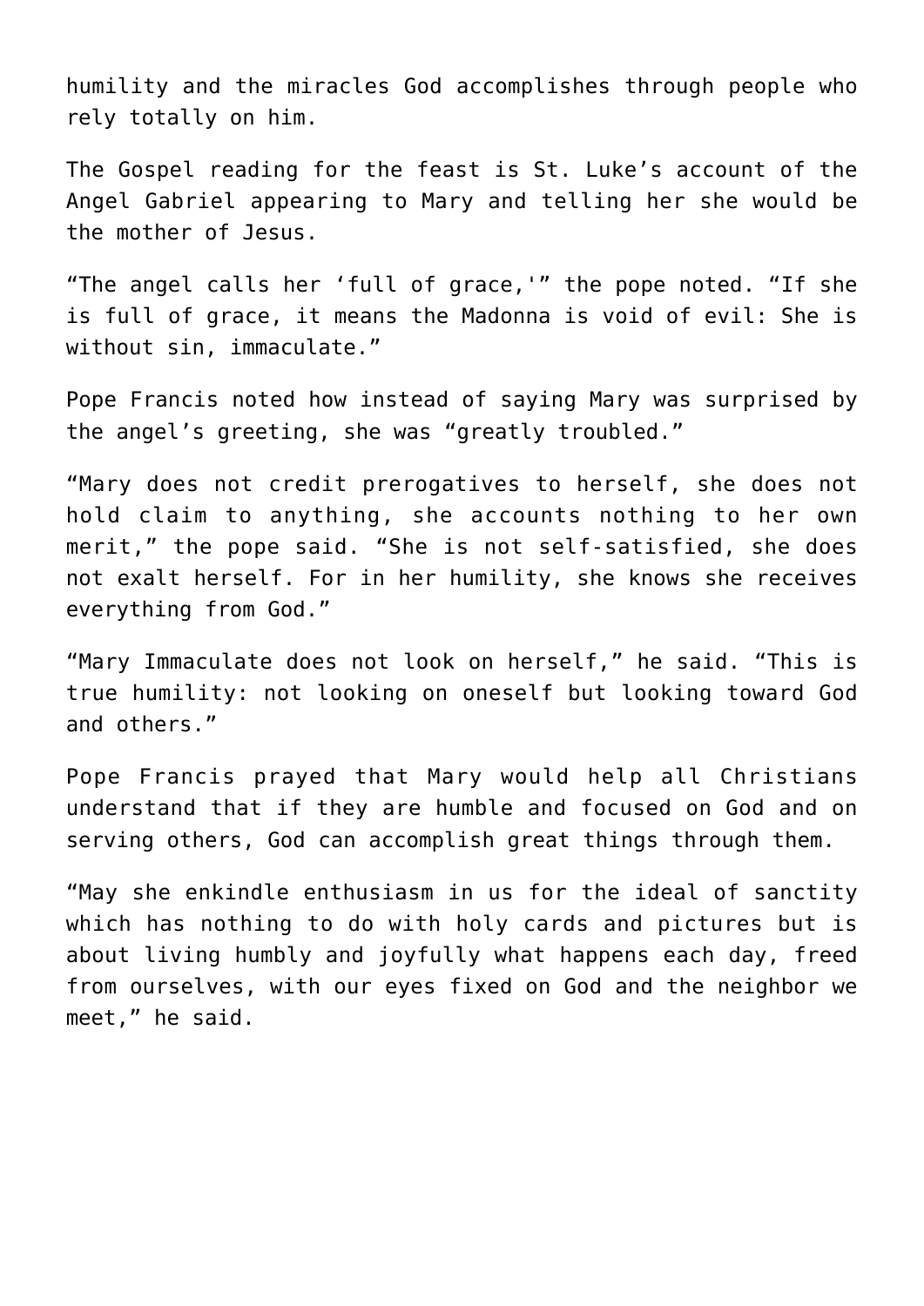humility and the miracles God accomplishes through people who rely totally on him.

The Gospel reading for the feast is St. Luke's account of the Angel Gabriel appearing to Mary and telling her she would be the mother of Jesus.

"The angel calls her 'full of grace,'" the pope noted. "If she is full of grace, it means the Madonna is void of evil: She is without sin, immaculate."

Pope Francis noted how instead of saying Mary was surprised by the angel's greeting, she was "greatly troubled."

"Mary does not credit prerogatives to herself, she does not hold claim to anything, she accounts nothing to her own merit," the pope said. "She is not self-satisfied, she does not exalt herself. For in her humility, she knows she receives everything from God."

"Mary Immaculate does not look on herself," he said. "This is true humility: not looking on oneself but looking toward God and others."

Pope Francis prayed that Mary would help all Christians understand that if they are humble and focused on God and on serving others, God can accomplish great things through them.

"May she enkindle enthusiasm in us for the ideal of sanctity which has nothing to do with holy cards and pictures but is about living humbly and joyfully what happens each day, freed from ourselves, with our eyes fixed on God and the neighbor we meet," he said.